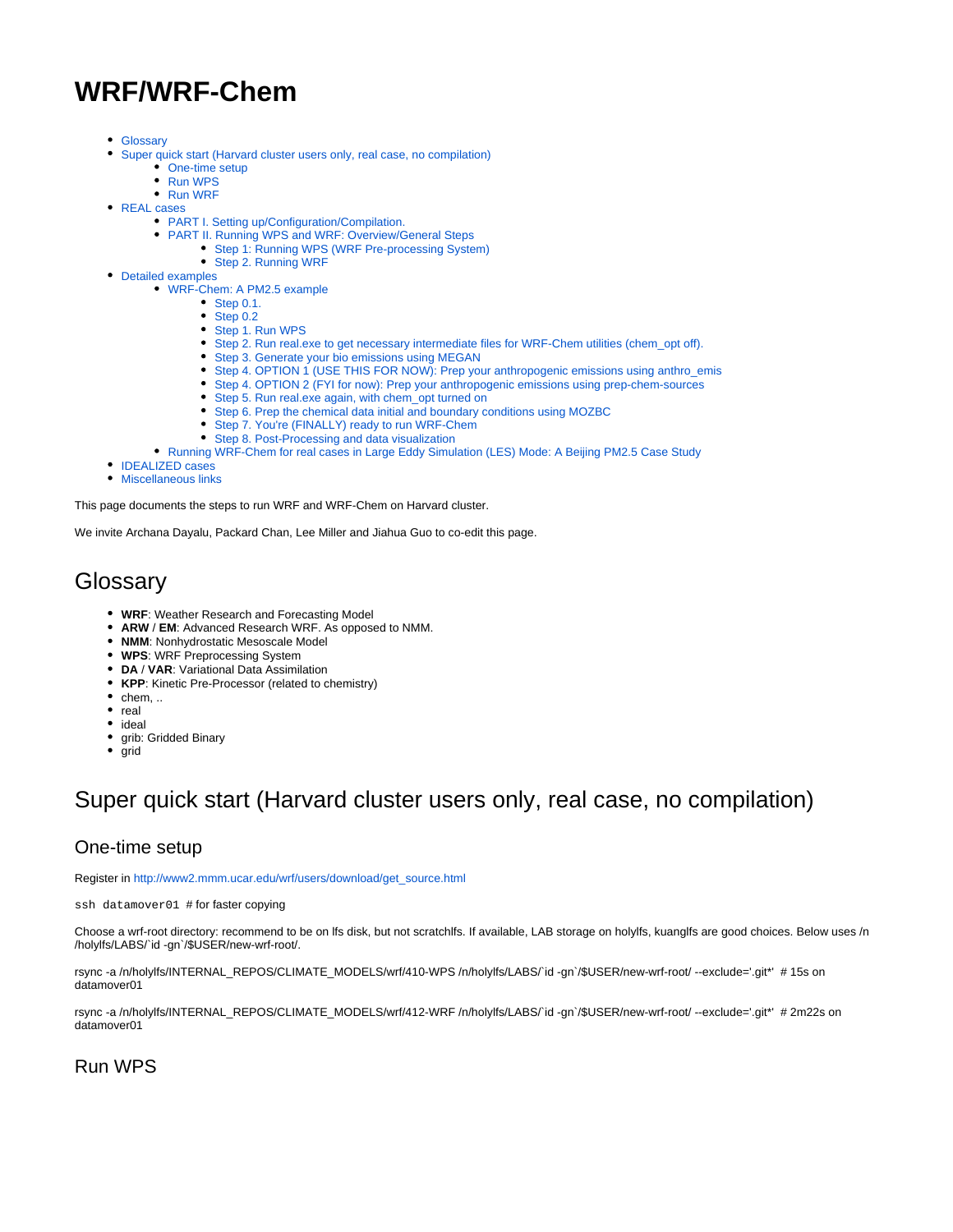# WRF/WRF-Chem

- Glossary
- Super quick start (Harvard cluster users only, real case, no compilation)
  - One-time setup
  - Run WPS
  - Run WRF
- REAL cases
  - PART I. Setting up/Configuration/Compilation.
  - PART II. Running WPS and WRF: Overview/General Steps
    - Step 1: Running WPS (WRF Pre-processing System)
    - Step 2. Running WRF
- Detailed examples
  - WRF-Chem: A PM2.5 example
    - Step 0.1.
    - Step 0.2
    - Step 1. Run WPS
    - Step 2. Run real.exe to get necessary intermediate files for WRF-Chem utilities (chem_opt off).
    - Step 3. Generate your bio emissions using MEGAN
    - Step 4. OPTION 1 (USE THIS FOR NOW): Prep your anthropogenic emissions using anthro_emis
    - Step 4. OPTION 2 (FYI for now): Prep your anthropogenic emissions using prep-chem-sources
    - Step 5. Run real.exe again, with chem_opt turned on
    - Step 6. Prep the chemical data initial and boundary conditions using MOZBC
    - Step 7. You're (FINALLY) ready to run WRF-Chem
    - Step 8. Post-Processing and data visualization
  - Running WRF-Chem for real cases in Large Eddy Simulation (LES) Mode: A Beijing PM2.5 Case Study
- IDEALIZED cases
- Miscellaneous links

This page documents the steps to run WRF and WRF-Chem on Harvard cluster.

We invite Archana Dayalu, Packard Chan, Lee Miller and Jiahua Guo to co-edit this page.

## Glossary

- **WRF**: Weather Research and Forecasting Model
- **ARW** / **EM**: Advanced Research WRF. As opposed to NMM.
- **NMM**: Nonhydrostatic Mesoscale Model
- **WPS**: WRF Preprocessing System
- **DA** / **VAR**: Variational Data Assimilation
- **KPP**: Kinetic Pre-Processor (related to chemistry)
- chem, ..
- real
- ideal
- grib: Gridded Binary
- grid

## Super quick start (Harvard cluster users only, real case, no compilation)

### One-time setup

Register in http://www2.mmm.ucar.edu/wrf/users/download/get_source.html

`ssh datamover01` # for faster copying

Choose a wrf-root directory: recommend to be on lfs disk, but not scratchlfs. If available, LAB storage on holylfs, kuanglfs are good choices. Below uses /n/holylfs/LABS/`id -gn`/$USER/new-wrf-root/.

rsync -a /n/holylfs/INTERNAL_REPOS/CLIMATE_MODELS/wrf/410-WPS /n/holylfs/LABS/`id -gn`/$USER/new-wrf-root/ --exclude='.git*' # 15s on datamover01

rsync -a /n/holylfs/INTERNAL_REPOS/CLIMATE_MODELS/wrf/412-WRF /n/holylfs/LABS/`id -gn`/$USER/new-wrf-root/ --exclude='.git*' # 2m22s on datamover01

### Run WPS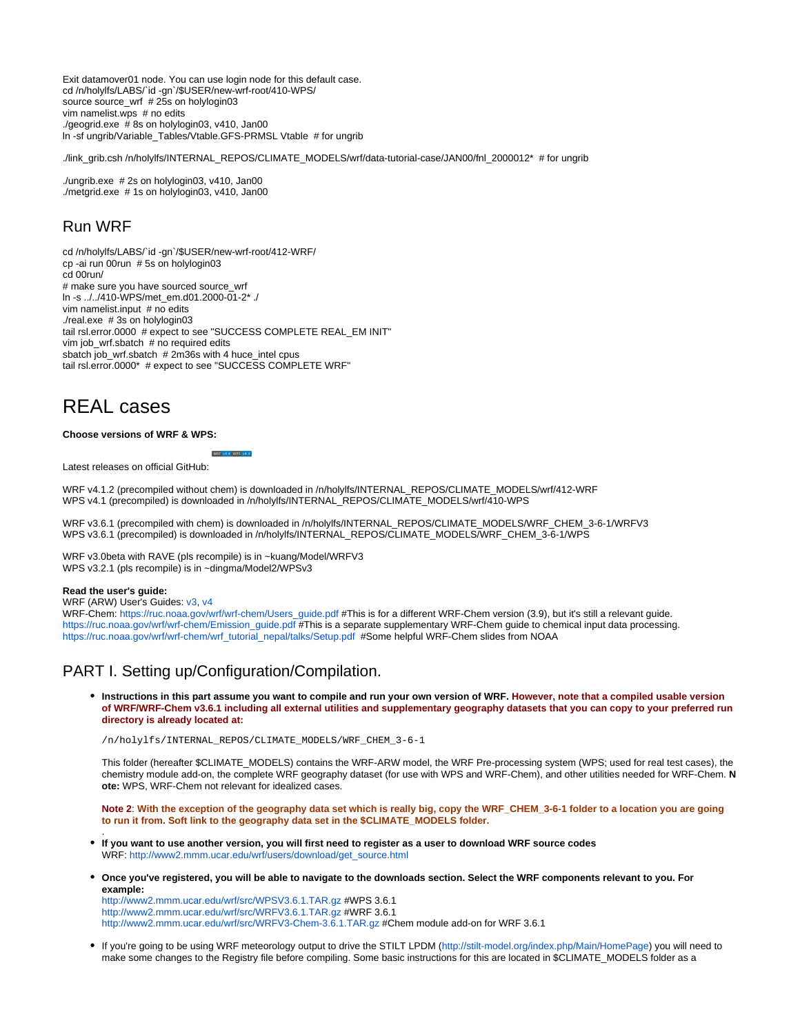Exit datamover01 node. You can use login node for this default case.
cd /n/holylfs/LABS/`id -gn`/$USER/new-wrf-root/410-WPS/
source source_wrf  # 25s on holylogin03
vim namelist.wps  # no edits
./geogrid.exe  # 8s on holylogin03, v410, Jan00
ln -sf ungrib/Variable_Tables/Vtable.GFS-PRMSL Vtable  # for ungrib

./link_grib.csh /n/holylfs/INTERNAL_REPOS/CLIMATE_MODELS/wrf/data-tutorial-case/JAN00/fnl_2000012*  # for ungrib

./ungrib.exe  # 2s on holylogin03, v410, Jan00
./metgrid.exe  # 1s on holylogin03, v410, Jan00

## Run WRF

cd /n/holylfs/LABS/`id -gn`/$USER/new-wrf-root/412-WRF/
cp -ai run 00run  # 5s on holylogin03
cd 00run/
# make sure you have sourced source_wrf
ln -s ../../410-WPS/met_em.d01.2000-01-2* ./
vim namelist.input  # no edits
./real.exe  # 3s on holylogin03
tail rsl.error.0000  # expect to see "SUCCESS COMPLETE REAL_EM INIT"
vim job_wrf.sbatch  # no required edits
sbatch job_wrf.sbatch  # 2m36s with 4 huce_intel cpus
tail rsl.error.0000*  # expect to see "SUCCESS COMPLETE WRF"

# REAL cases

**Choose versions of WRF & WPS:**

Latest releases on official GitHub:

WRF v4.1.2 (precompiled without chem) is downloaded in /n/holylfs/INTERNAL_REPOS/CLIMATE_MODELS/wrf/412-WRF
WPS v4.1 (precompiled) is downloaded in /n/holylfs/INTERNAL_REPOS/CLIMATE_MODELS/wrf/410-WPS

WRF v3.6.1 (precompiled with chem) is downloaded in /n/holylfs/INTERNAL_REPOS/CLIMATE_MODELS/WRF_CHEM_3-6-1/WRFV3
WPS v3.6.1 (precompiled) is downloaded in /n/holylfs/INTERNAL_REPOS/CLIMATE_MODELS/WRF_CHEM_3-6-1/WPS

WRF v3.0beta with RAVE (pls recompile) is in ~kuang/Model/WRFV3
WPS v3.2.1 (pls recompile) is in ~dingma/Model2/WPSv3

**Read the user's guide:**
WRF (ARW) User's Guides: v3, v4
WRF-Chem: https://ruc.noaa.gov/wrf/wrf-chem/Users_guide.pdf #This is for a different WRF-Chem version (3.9), but it's still a relevant guide.
https://ruc.noaa.gov/wrf/wrf-chem/Emission_guide.pdf #This is a separate supplementary WRF-Chem guide to chemical input data processing.
https://ruc.noaa.gov/wrf/wrf-chem/wrf_tutorial_nepal/talks/Setup.pdf #Some helpful WRF-Chem slides from NOAA

## PART I. Setting up/Configuration/Compilation.

- **Instructions in this part assume you want to compile and run your own version of WRF. However, note that a compiled usable version of WRF/WRF-Chem v3.6.1 including all external utilities and supplementary geography datasets that you can copy to your preferred run directory is already located at:**

  ```
  /n/holylfs/INTERNAL_REPOS/CLIMATE_MODELS/WRF_CHEM_3-6-1
  ```

  This folder (hereafter $CLIMATE_MODELS) contains the WRF-ARW model, the WRF Pre-processing system (WPS; used for real test cases), the chemistry module add-on, the complete WRF geography dataset (for use with WPS and WRF-Chem), and other utilities needed for WRF-Chem. **Note:** WPS, WRF-Chem not relevant for idealized cases.

  **Note 2: With the exception of the geography data set which is really big, copy the WRF_CHEM_3-6-1 folder to a location you are going to run it from. Soft link to the geography data set in the $CLIMATE_MODELS folder.**

- **If you want to use another version, you will first need to register as a user to download WRF source codes**
  WRF: http://www2.mmm.ucar.edu/wrf/users/download/get_source.html

- **Once you've registered, you will be able to navigate to the downloads section. Select the WRF components relevant to you. For example:**
  http://www2.mmm.ucar.edu/wrf/src/WPSV3.6.1.TAR.gz #WPS 3.6.1
  http://www2.mmm.ucar.edu/wrf/src/WRFV3.6.1.TAR.gz #WRF 3.6.1
  http://www2.mmm.ucar.edu/wrf/src/WRFV3-Chem-3.6.1.TAR.gz #Chem module add-on for WRF 3.6.1

- If you're going to be using WRF meteorology output to drive the STILT LPDM (http://stilt-model.org/index.php/Main/HomePage) you will need to make some changes to the Registry file before compiling. Some basic instructions for this are located in $CLIMATE_MODELS folder as a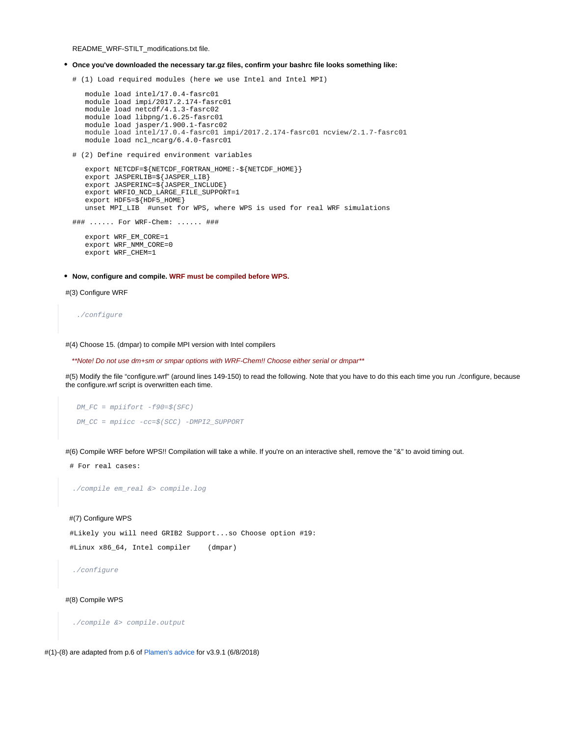README_WRF-STILT_modifications.txt file.

- **Once you've downloaded the necessary tar.gz files, confirm your bashrc file looks something like:**

```
# (1) Load required modules (here we use Intel and Intel MPI)

   module load intel/17.0.4-fasrc01
   module load impi/2017.2.174-fasrc01
   module load netcdf/4.1.3-fasrc02
   module load libpng/1.6.25-fasrc01
   module load jasper/1.900.1-fasrc02
   module load intel/17.0.4-fasrc01 impi/2017.2.174-fasrc01 ncview/2.1.7-fasrc01
   module load ncl_ncarg/6.4.0-fasrc01

# (2) Define required environment variables

   export NETCDF=${NETCDF_FORTRAN_HOME:-${NETCDF_HOME}}
   export JASPERLIB=${JASPER_LIB}
   export JASPERINC=${JASPER_INCLUDE}
   export WRFIO_NCD_LARGE_FILE_SUPPORT=1
   export HDF5=${HDF5_HOME}
   unset MPI_LIB  #unset for WPS, where WPS is used for real WRF simulations

### ...... For WRF-Chem: ...... ###

   export WRF_EM_CORE=1
   export WRF_NMM_CORE=0
   export WRF_CHEM=1
```

- **Now, configure and compile. WRF must be compiled before WPS.**

#(3) Configure WRF

```
./configure
```

#(4) Choose 15. (dmpar) to compile MPI version with Intel compilers

*\*\*Note! Do not use dm+sm or smpar options with WRF-Chem!! Choose either serial or dmpar\*\**

#(5) Modify the file "configure.wrf" (around lines 149-150) to read the following. Note that you have to do this each time you run ./configure, because the configure.wrf script is overwritten each time.

```
DM_FC = mpiifort -f90=$(SFC)

DM_CC = mpiicc -cc=$(SCC) -DMPI2_SUPPORT
```

#(6) Compile WRF before WPS!! Compilation will take a while. If you're on an interactive shell, remove the "&" to avoid timing out.

```
# For real cases:
```

```
./compile em_real &> compile.log
```

#(7) Configure WPS

```
#Likely you will need GRIB2 Support...so Choose option #19:

#Linux x86_64, Intel compiler    (dmpar)
```

```
./configure
```

#(8) Compile WPS

```
./compile &> compile.output
```

#(1)-(8) are adapted from p.6 of Plamen's advice for v3.9.1 (6/8/2018)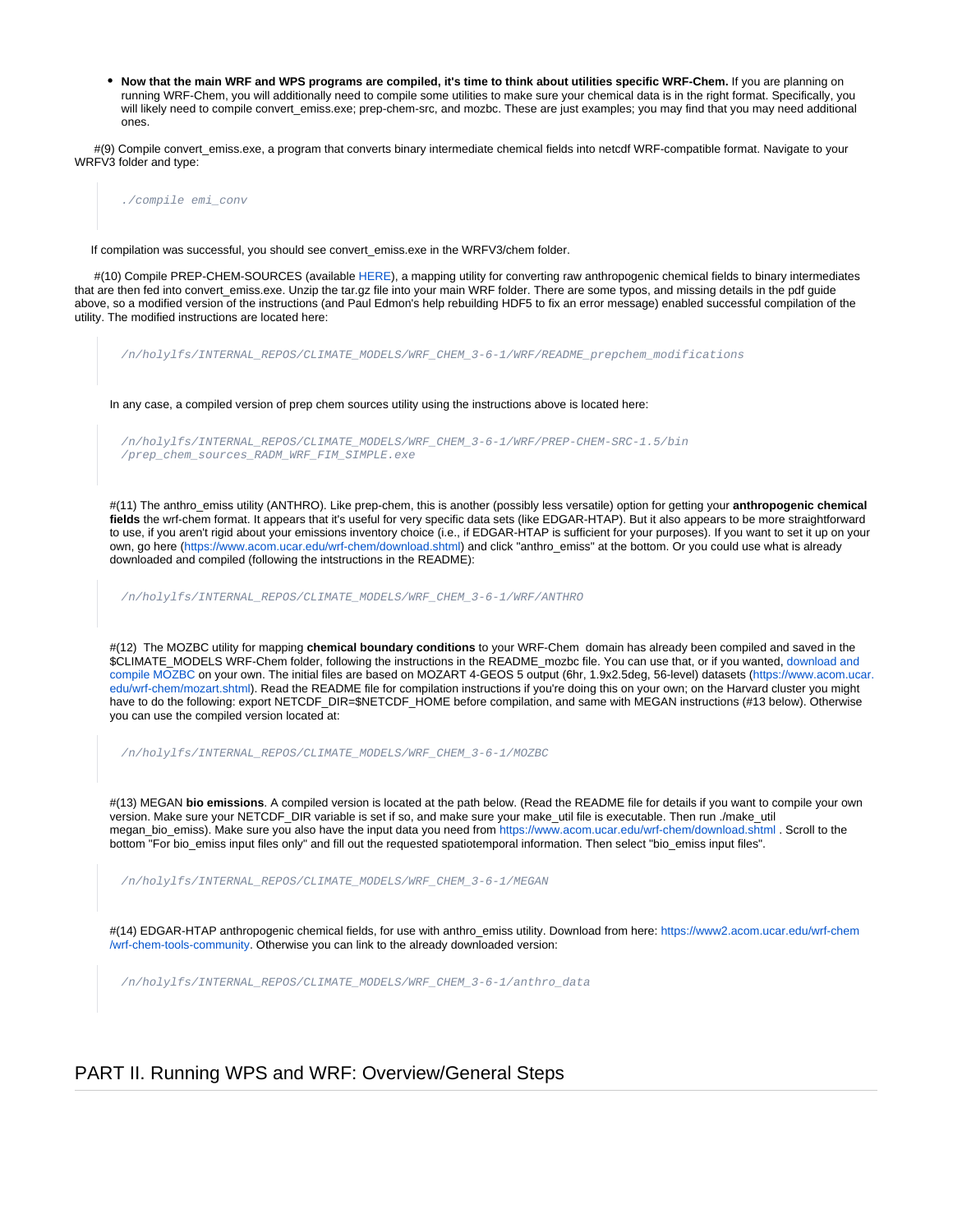- **Now that the main WRF and WPS programs are compiled, it's time to think about utilities specific WRF-Chem.** If you are planning on running WRF-Chem, you will additionally need to compile some utilities to make sure your chemical data is in the right format. Specifically, you will likely need to compile convert_emiss.exe; prep-chem-src, and mozbc. These are just examples; you may find that you may need additional ones.

#(9) Compile convert_emiss.exe, a program that converts binary intermediate chemical fields into netcdf WRF-compatible format. Navigate to your WRFV3 folder and type:

```
./compile emi_conv
```

If compilation was successful, you should see convert_emiss.exe in the WRFV3/chem folder.

#(10) Compile PREP-CHEM-SOURCES (available HERE), a mapping utility for converting raw anthropogenic chemical fields to binary intermediates that are then fed into convert_emiss.exe. Unzip the tar.gz file into your main WRF folder. There are some typos, and missing details in the pdf guide above, so a modified version of the instructions (and Paul Edmon's help rebuilding HDF5 to fix an error message) enabled successful compilation of the utility. The modified instructions are located here:

```
/n/holylfs/INTERNAL_REPOS/CLIMATE_MODELS/WRF_CHEM_3-6-1/WRF/README_prepchem_modifications
```

In any case, a compiled version of prep chem sources utility using the instructions above is located here:

```
/n/holylfs/INTERNAL_REPOS/CLIMATE_MODELS/WRF_CHEM_3-6-1/WRF/PREP-CHEM-SRC-1.5/bin
/prep_chem_sources_RADM_WRF_FIM_SIMPLE.exe
```

#(11) The anthro_emiss utility (ANTHRO). Like prep-chem, this is another (possibly less versatile) option for getting your **anthropogenic chemical fields** the wrf-chem format. It appears that it's useful for very specific data sets (like EDGAR-HTAP). But it also appears to be more straightforward to use, if you aren't rigid about your emissions inventory choice (i.e., if EDGAR-HTAP is sufficient for your purposes). If you want to set it up on your own, go here (https://www.acom.ucar.edu/wrf-chem/download.shtml) and click "anthro_emiss" at the bottom. Or you could use what is already downloaded and compiled (following the intstructions in the README):

```
/n/holylfs/INTERNAL_REPOS/CLIMATE_MODELS/WRF_CHEM_3-6-1/WRF/ANTHRO
```

#(12) The MOZBC utility for mapping **chemical boundary conditions** to your WRF-Chem domain has already been compiled and saved in the $CLIMATE_MODELS WRF-Chem folder, following the instructions in the README_mozbc file. You can use that, or if you wanted, download and compile MOZBC on your own. The initial files are based on MOZART 4-GEOS 5 output (6hr, 1.9x2.5deg, 56-level) datasets (https://www.acom.ucar.edu/wrf-chem/mozart.shtml). Read the README file for compilation instructions if you're doing this on your own; on the Harvard cluster you might have to do the following: export NETCDF_DIR=$NETCDF_HOME before compilation, and same with MEGAN instructions (#13 below). Otherwise you can use the compiled version located at:

```
/n/holylfs/INTERNAL_REPOS/CLIMATE_MODELS/WRF_CHEM_3-6-1/MOZBC
```

#(13) MEGAN **bio emissions**. A compiled version is located at the path below. (Read the README file for details if you want to compile your own version. Make sure your NETCDF_DIR variable is set if so, and make sure your make_util file is executable. Then run ./make_util megan_bio_emiss). Make sure you also have the input data you need from https://www.acom.ucar.edu/wrf-chem/download.shtml . Scroll to the bottom "For bio_emiss input files only" and fill out the requested spatiotemporal information. Then select "bio_emiss input files".

```
/n/holylfs/INTERNAL_REPOS/CLIMATE_MODELS/WRF_CHEM_3-6-1/MEGAN
```

#(14) EDGAR-HTAP anthropogenic chemical fields, for use with anthro_emiss utility. Download from here: https://www2.acom.ucar.edu/wrf-chem/wrf-chem-tools-community. Otherwise you can link to the already downloaded version:

```
/n/holylfs/INTERNAL_REPOS/CLIMATE_MODELS/WRF_CHEM_3-6-1/anthro_data
```

## PART II. Running WPS and WRF: Overview/General Steps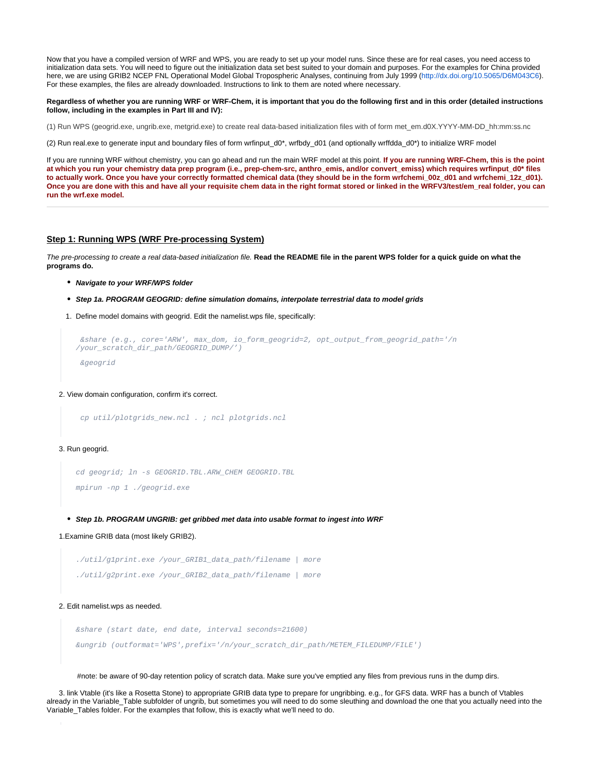Now that you have a compiled version of WRF and WPS, you are ready to set up your model runs. Since these are for real cases, you need access to initialization data sets. You will need to figure out the initialization data set best suited to your domain and purposes. For the examples for China provided here, we are using GRIB2 NCEP FNL Operational Model Global Tropospheric Analyses, continuing from July 1999 (http://dx.doi.org/10.5065/D6M043C6). For these examples, the files are already downloaded. Instructions to link to them are noted where necessary.

**Regardless of whether you are running WRF or WRF-Chem, it is important that you do the following first and in this order (detailed instructions follow, including in the examples in Part III and IV):**

(1) Run WPS (geogrid.exe, ungrib.exe, metgrid.exe) to create real data-based initialization files with of form met_em.d0X.YYYY-MM-DD_hh:mm:ss.nc

(2) Run real.exe to generate input and boundary files of form wrfinput_d0*, wrfbdy_d01 (and optionally wrffdda_d0*) to initialize WRF model

If you are running WRF without chemistry, you can go ahead and run the main WRF model at this point. **If you are running WRF-Chem, this is the point at which you run your chemistry data prep program (i.e., prep-chem-src, anthro_emis, and/or convert_emiss) which requires wrfinput_d0* files to actually work. Once you have your correctly formatted chemical data (they should be in the form wrfchemi_00z_d01 and wrfchemi_12z_d01). Once you are done with this and have all your requisite chem data in the right format stored or linked in the WRFV3/test/em_real folder, you can run the wrf.exe model.**

---

## Step 1: Running WPS (WRF Pre-processing System)

*The pre-processing to create a real data-based initialization file.* **Read the README file in the parent WPS folder for a quick guide on what the programs do.**

- ***Navigate to your WRF/WPS folder***
- ***Step 1a. PROGRAM GEOGRID: define simulation domains, interpolate terrestrial data to model grids***

1. Define model domains with geogrid. Edit the namelist.wps file, specifically:

```
&share (e.g., core='ARW', max_dom, io_form_geogrid=2, opt_output_from_geogrid_path='/n/your_scratch_dir_path/GEOGRID_DUMP/')

&geogrid
```

2. View domain configuration, confirm it's correct.

```
cp util/plotgrids_new.ncl . ; ncl plotgrids.ncl
```

3. Run geogrid.

```
cd geogrid; ln -s GEOGRID.TBL.ARW_CHEM GEOGRID.TBL

mpirun -np 1 ./geogrid.exe
```

- ***Step 1b. PROGRAM UNGRIB: get gribbed met data into usable format to ingest into WRF***

1.Examine GRIB data (most likely GRIB2).

```
./util/g1print.exe /your_GRIB1_data_path/filename | more

./util/g2print.exe /your_GRIB2_data_path/filename | more
```

2. Edit namelist.wps as needed.

```
&share (start date, end date, interval seconds=21600)

&ungrib (outformat='WPS',prefix='/n/your_scratch_dir_path/METEM_FILEDUMP/FILE')
```

#note: be aware of 90-day retention policy of scratch data. Make sure you've emptied any files from previous runs in the dump dirs.

3. link Vtable (it's like a Rosetta Stone) to appropriate GRIB data type to prepare for ungribbing. e.g., for GFS data. WRF has a bunch of Vtables already in the Variable_Table subfolder of ungrib, but sometimes you will need to do some sleuthing and download the one that you actually need into the Variable_Tables folder. For the examples that follow, this is exactly what we'll need to do.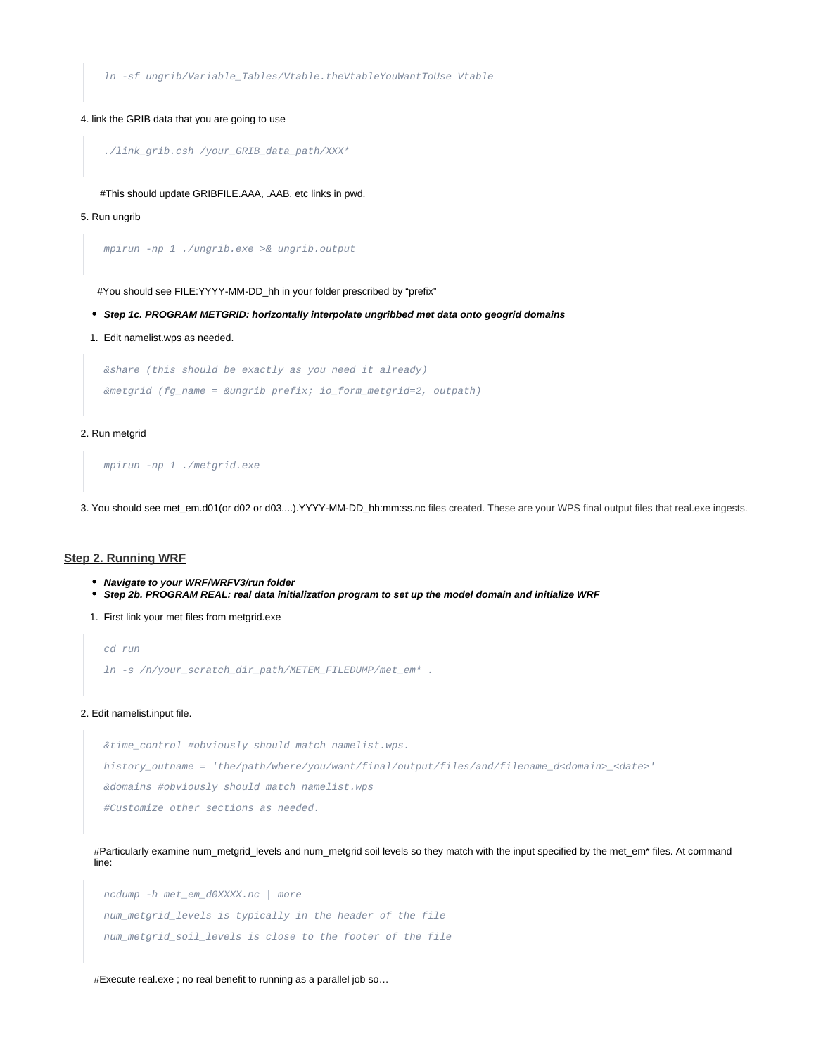```
ln -sf ungrib/Variable_Tables/Vtable.theVtableYouWantToUse Vtable
```

4. link the GRIB data that you are going to use

```
./link_grib.csh /your_GRIB_data_path/XXX*
```

#This should update GRIBFILE.AAA, .AAB, etc links in pwd.

5. Run ungrib

```
mpirun -np 1 ./ungrib.exe >& ungrib.output
```

#You should see FILE:YYYY-MM-DD_hh in your folder prescribed by “prefix”

- ***Step 1c. PROGRAM METGRID: horizontally interpolate ungribbed met data onto geogrid domains***

1. Edit namelist.wps as needed.

```
&share (this should be exactly as you need it already)
&metgrid (fg_name = &ungrib prefix; io_form_metgrid=2, outpath)
```

2. Run metgrid

```
mpirun -np 1 ./metgrid.exe
```

3. You should see met_em.d01(or d02 or d03....).YYYY-MM-DD_hh:mm:ss.nc files created. These are your WPS final output files that real.exe ingests.

## Step 2. Running WRF

- ***Navigate to your WRF/WRFV3/run folder***
- ***Step 2b. PROGRAM REAL: real data initialization program to set up the model domain and initialize WRF***

1. First link your met files from metgrid.exe

```
cd run
ln -s /n/your_scratch_dir_path/METEM_FILEDUMP/met_em* .
```

2. Edit namelist.input file.

```
&time_control #obviously should match namelist.wps.
history_outname = 'the/path/where/you/want/final/output/files/and/filename_d<domain>_<date>'
&domains #obviously should match namelist.wps
#Customize other sections as needed.
```

#Particularly examine num_metgrid_levels and num_metgrid soil levels so they match with the input specified by the met_em* files. At command line:

```
ncdump -h met_em_d0XXXX.nc | more
num_metgrid_levels is typically in the header of the file
num_metgrid_soil_levels is close to the footer of the file
```

#Execute real.exe ; no real benefit to running as a parallel job so…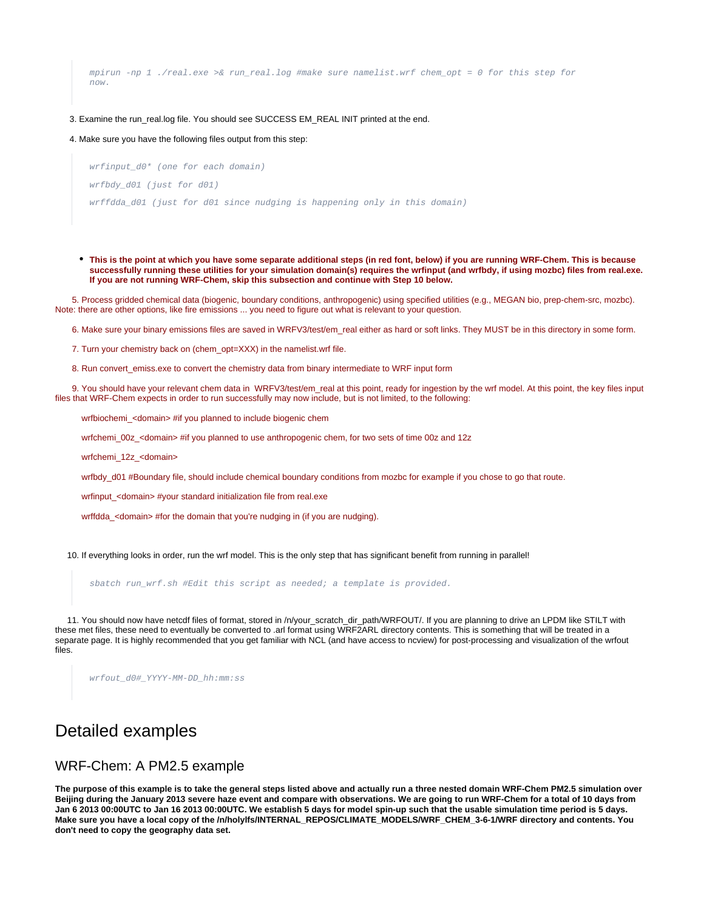```
mpirun -np 1 ./real.exe >& run_real.log #make sure namelist.wrf chem_opt = 0 for this step for now.
```

3. Examine the run_real.log file. You should see SUCCESS EM_REAL INIT printed at the end.

4. Make sure you have the following files output from this step:

```
wrfinput_d0* (one for each domain)

wrfbdy_d01 (just for d01)

wrffdda_d01 (just for d01 since nudging is happening only in this domain)
```

- **This is the point at which you have some separate additional steps (in red font, below) if you are running WRF-Chem. This is because successfully running these utilities for your simulation domain(s) requires the wrfinput (and wrfbdy, if using mozbc) files from real.exe. If you are not running WRF-Chem, skip this subsection and continue with Step 10 below.**

5. Process gridded chemical data (biogenic, boundary conditions, anthropogenic) using specified utilities (e.g., MEGAN bio, prep-chem-src, mozbc). Note: there are other options, like fire emissions ... you need to figure out what is relevant to your question.

6. Make sure your binary emissions files are saved in WRFV3/test/em_real either as hard or soft links. They MUST be in this directory in some form.

7. Turn your chemistry back on (chem_opt=XXX) in the namelist.wrf file.

8. Run convert_emiss.exe to convert the chemistry data from binary intermediate to WRF input form

9. You should have your relevant chem data in WRFV3/test/em_real at this point, ready for ingestion by the wrf model. At this point, the key files input files that WRF-Chem expects in order to run successfully may now include, but is not limited, to the following:

wrfbiochemi_<domain> #if you planned to include biogenic chem

wrfchemi_00z_<domain> #if you planned to use anthropogenic chem, for two sets of time 00z and 12z

wrfchemi_12z_<domain>

wrfbdy_d01 #Boundary file, should include chemical boundary conditions from mozbc for example if you chose to go that route.

wrfinput_<domain> #your standard initialization file from real.exe

wrffdda_<domain> #for the domain that you're nudging in (if you are nudging).

10. If everything looks in order, run the wrf model. This is the only step that has significant benefit from running in parallel!

```
sbatch run_wrf.sh #Edit this script as needed; a template is provided.
```

11. You should now have netcdf files of format, stored in /n/your_scratch_dir_path/WRFOUT/. If you are planning to drive an LPDM like STILT with these met files, these need to eventually be converted to .arl format using WRF2ARL directory contents. This is something that will be treated in a separate page. It is highly recommended that you get familiar with NCL (and have access to ncview) for post-processing and visualization of the wrfout files.

```
wrfout_d0#_YYYY-MM-DD_hh:mm:ss
```

# Detailed examples

## WRF-Chem: A PM2.5 example

**The purpose of this example is to take the general steps listed above and actually run a three nested domain WRF-Chem PM2.5 simulation over Beijing during the January 2013 severe haze event and compare with observations. We are going to run WRF-Chem for a total of 10 days from Jan 6 2013 00:00UTC to Jan 16 2013 00:00UTC. We establish 5 days for model spin-up such that the usable simulation time period is 5 days. Make sure you have a local copy of the /n/holylfs/INTERNAL_REPOS/CLIMATE_MODELS/WRF_CHEM_3-6-1/WRF directory and contents. You don't need to copy the geography data set.**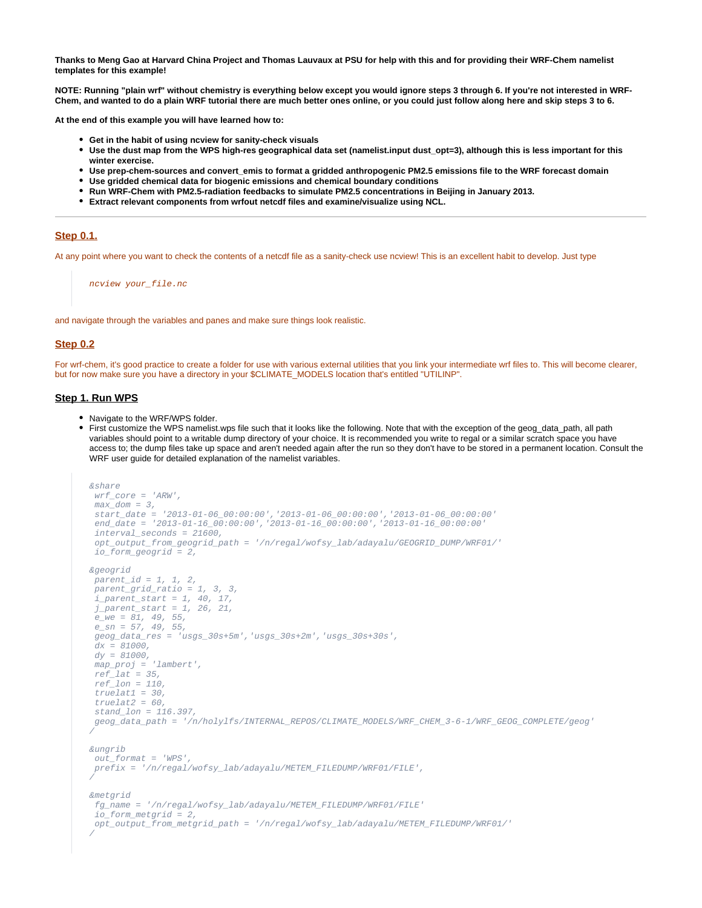**Thanks to Meng Gao at Harvard China Project and Thomas Lauvaux at PSU for help with this and for providing their WRF-Chem namelist templates for this example!**

**NOTE: Running "plain wrf" without chemistry is everything below except you would ignore steps 3 through 6. If you're not interested in WRF-Chem, and wanted to do a plain WRF tutorial there are much better ones online, or you could just follow along here and skip steps 3 to 6.**

**At the end of this example you will have learned how to:**

- **Get in the habit of using ncview for sanity-check visuals**
- **Use the dust map from the WPS high-res geographical data set (namelist.input dust_opt=3), although this is less important for this winter exercise.**
- **Use prep-chem-sources and convert_emis to format a gridded anthropogenic PM2.5 emissions file to the WRF forecast domain**
- **Use gridded chemical data for biogenic emissions and chemical boundary conditions**
- **Run WRF-Chem with PM2.5-radiation feedbacks to simulate PM2.5 concentrations in Beijing in January 2013.**
- **Extract relevant components from wrfout netcdf files and examine/visualize using NCL.**

---

## Step 0.1.

At any point where you want to check the contents of a netcdf file as a sanity-check use ncview! This is an excellent habit to develop. Just type

```
ncview your_file.nc
```

and navigate through the variables and panes and make sure things look realistic.

## Step 0.2

For wrf-chem, it's good practice to create a folder for use with various external utilities that you link your intermediate wrf files to. This will become clearer, but for now make sure you have a directory in your $CLIMATE_MODELS location that's entitled "UTILINP".

## Step 1. Run WPS

- Navigate to the WRF/WPS folder.
- First customize the WPS namelist.wps file such that it looks like the following. Note that with the exception of the geog_data_path, all path variables should point to a writable dump directory of your choice. It is recommended you write to regal or a similar scratch space you have access to; the dump files take up space and aren't needed again after the run so they don't have to be stored in a permanent location. Consult the WRF user guide for detailed explanation of the namelist variables.

```
&share
 wrf_core = 'ARW',
 max_dom = 3,
 start_date = '2013-01-06_00:00:00','2013-01-06_00:00:00','2013-01-06_00:00:00'
 end_date = '2013-01-16_00:00:00','2013-01-16_00:00:00','2013-01-16_00:00:00'
 interval_seconds = 21600,
 opt_output_from_geogrid_path = '/n/regal/wofsy_lab/adayalu/GEOGRID_DUMP/WRF01/'
 io_form_geogrid = 2,

&geogrid
 parent_id = 1, 1, 2,
 parent_grid_ratio = 1, 3, 3,
 i_parent_start = 1, 40, 17,
 j_parent_start = 1, 26, 21,
 e_we = 81, 49, 55,
 e_sn = 57, 49, 55,
 geog_data_res = 'usgs_30s+5m','usgs_30s+2m','usgs_30s+30s',
 dx = 81000,
 dy = 81000,
 map_proj = 'lambert',
 ref_lat = 35,
 ref_lon = 110,
 truelat1 = 30,
 truelat2 = 60,
 stand_lon = 116.397,
 geog_data_path = '/n/holylfs/INTERNAL_REPOS/CLIMATE_MODELS/WRF_CHEM_3-6-1/WRF_GEOG_COMPLETE/geog'
/

&ungrib
 out_format = 'WPS',
 prefix = '/n/regal/wofsy_lab/adayalu/METEM_FILEDUMP/WRF01/FILE',
/

&metgrid
 fg_name = '/n/regal/wofsy_lab/adayalu/METEM_FILEDUMP/WRF01/FILE'
 io_form_metgrid = 2,
 opt_output_from_metgrid_path = '/n/regal/wofsy_lab/adayalu/METEM_FILEDUMP/WRF01/'
/
```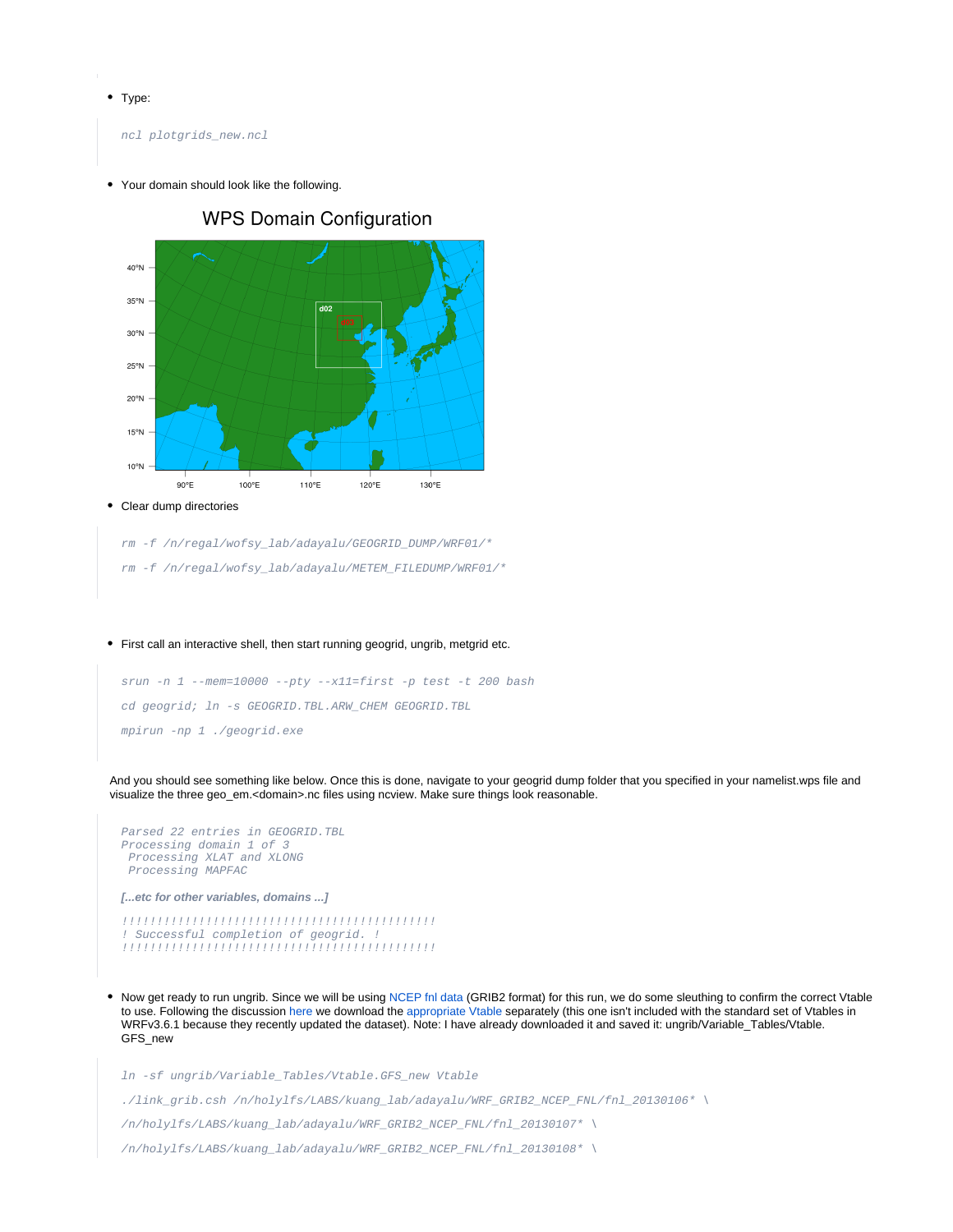- Type:

```
ncl plotgrids_new.ncl
```

- Your domain should look like the following.

- Clear dump directories

```
rm -f /n/regal/wofsy_lab/adayalu/GEOGRID_DUMP/WRF01/*

rm -f /n/regal/wofsy_lab/adayalu/METEM_FILEDUMP/WRF01/*
```

- First call an interactive shell, then start running geogrid, ungrib, metgrid etc.

```
srun -n 1 --mem=10000 --pty --x11=first -p test -t 200 bash

cd geogrid; ln -s GEOGRID.TBL.ARW_CHEM GEOGRID.TBL

mpirun -np 1 ./geogrid.exe
```

And you should see something like below. Once this is done, navigate to your geogrid dump folder that you specified in your namelist.wps file and visualize the three geo_em.<domain>.nc files using ncview. Make sure things look reasonable.

```
Parsed 22 entries in GEOGRID.TBL
Processing domain 1 of 3
 Processing XLAT and XLONG
 Processing MAPFAC
```

***[...etc for other variables, domains ...]***

```
!!!!!!!!!!!!!!!!!!!!!!!!!!!!!!!!!!!!!!!!!!!!!
! Successful completion of geogrid.  !
!!!!!!!!!!!!!!!!!!!!!!!!!!!!!!!!!!!!!!!!!!!!!
```

- Now get ready to run ungrib. Since we will be using NCEP fnl data (GRIB2 format) for this run, we do some sleuthing to confirm the correct Vtable to use. Following the discussion here we download the appropriate Vtable separately (this one isn't included with the standard set of Vtables in WRFv3.6.1 because they recently updated the dataset). Note: I have already downloaded it and saved it: ungrib/Variable_Tables/Vtable.GFS_new

```
ln -sf ungrib/Variable_Tables/Vtable.GFS_new Vtable

./link_grib.csh /n/holylfs/LABS/kuang_lab/adayalu/WRF_GRIB2_NCEP_FNL/fnl_20130106* \

/n/holylfs/LABS/kuang_lab/adayalu/WRF_GRIB2_NCEP_FNL/fnl_20130107* \

/n/holylfs/LABS/kuang_lab/adayalu/WRF_GRIB2_NCEP_FNL/fnl_20130108* \
```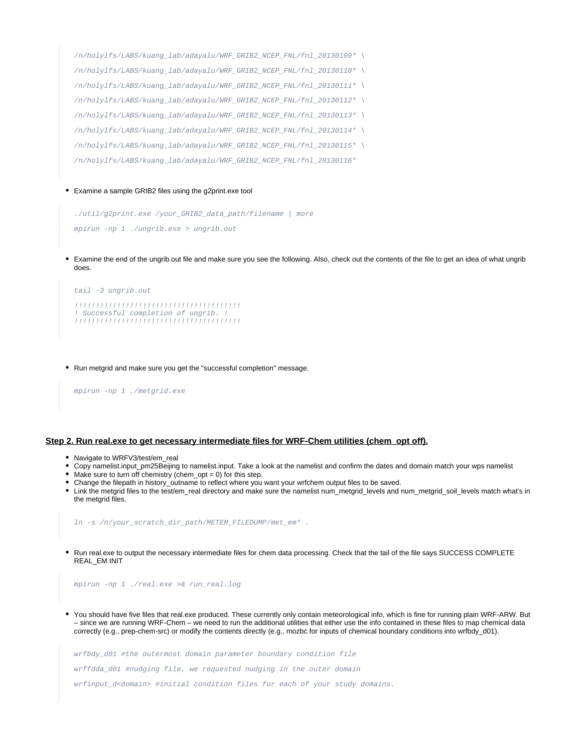```
/n/holylfs/LABS/kuang_lab/adayalu/WRF_GRIB2_NCEP_FNL/fnl_20130109* \
/n/holylfs/LABS/kuang_lab/adayalu/WRF_GRIB2_NCEP_FNL/fnl_20130110* \
/n/holylfs/LABS/kuang_lab/adayalu/WRF_GRIB2_NCEP_FNL/fnl_20130111* \
/n/holylfs/LABS/kuang_lab/adayalu/WRF_GRIB2_NCEP_FNL/fnl_20130112* \
/n/holylfs/LABS/kuang_lab/adayalu/WRF_GRIB2_NCEP_FNL/fnl_20130113* \
/n/holylfs/LABS/kuang_lab/adayalu/WRF_GRIB2_NCEP_FNL/fnl_20130114* \
/n/holylfs/LABS/kuang_lab/adayalu/WRF_GRIB2_NCEP_FNL/fnl_20130115* \
/n/holylfs/LABS/kuang_lab/adayalu/WRF_GRIB2_NCEP_FNL/fnl_20130116*
```

- Examine a sample GRIB2 files using the g2print.exe tool

```
./util/g2print.exe /your_GRIB2_data_path/filename | more
mpirun -np 1 ./ungrib.exe > ungrib.out
```

- Examine the end of the ungrib.out file and make sure you see the following. Also, check out the contents of the file to get an idea of what ungrib does.

```
tail -3 ungrib.out
!!!!!!!!!!!!!!!!!!!!!!!!!!!!!!!!!!!!!!!!!
! Successful completion of ungrib. !
!!!!!!!!!!!!!!!!!!!!!!!!!!!!!!!!!!!!!!!!!
```

- Run metgrid and make sure you get the "successful completion" message.

```
mpirun -np 1 ./metgrid.exe
```

## Step 2. Run real.exe to get necessary intermediate files for WRF-Chem utilities (chem_opt off).

- Navigate to WRFV3/test/em_real
- Copy namelist.input_pm25Beijing to namelist.input. Take a look at the namelist and confirm the dates and domain match your wps namelist
- Make sure to turn off chemistry (chem_opt = 0) for this step.
- Change the filepath in history_outname to reflect where you want your wrfchem output files to be saved.
- Link the metgrid files to the test/em_real directory and make sure the namelist num_metgrid_levels and num_metgrid_soil_levels match what's in the metgrid files.

```
ln -s /n/your_scratch_dir_path/METEM_FILEDUMP/met_em* .
```

- Run real.exe to output the necessary intermediate files for chem data processing. Check that the tail of the file says SUCCESS COMPLETE REAL_EM INIT

```
mpirun -np 1 ./real.exe >& run_real.log
```

- You should have five files that real.exe produced. These currently only contain meteorological info, which is fine for running plain WRF-ARW. But – since we are running WRF-Chem – we need to run the additional utilities that either use the info contained in these files to map chemical data correctly (e.g., prep-chem-src) or modify the contents directly (e.g., mozbc for inputs of chemical boundary conditions into wrfbdy_d01).

```
wrfbdy_d01 #the outermost domain parameter boundary condition file
wrffdda_d01 #nudging file, we requested nudging in the outer domain
wrfinput_d<domain> #initial condition files for each of your study domains.
```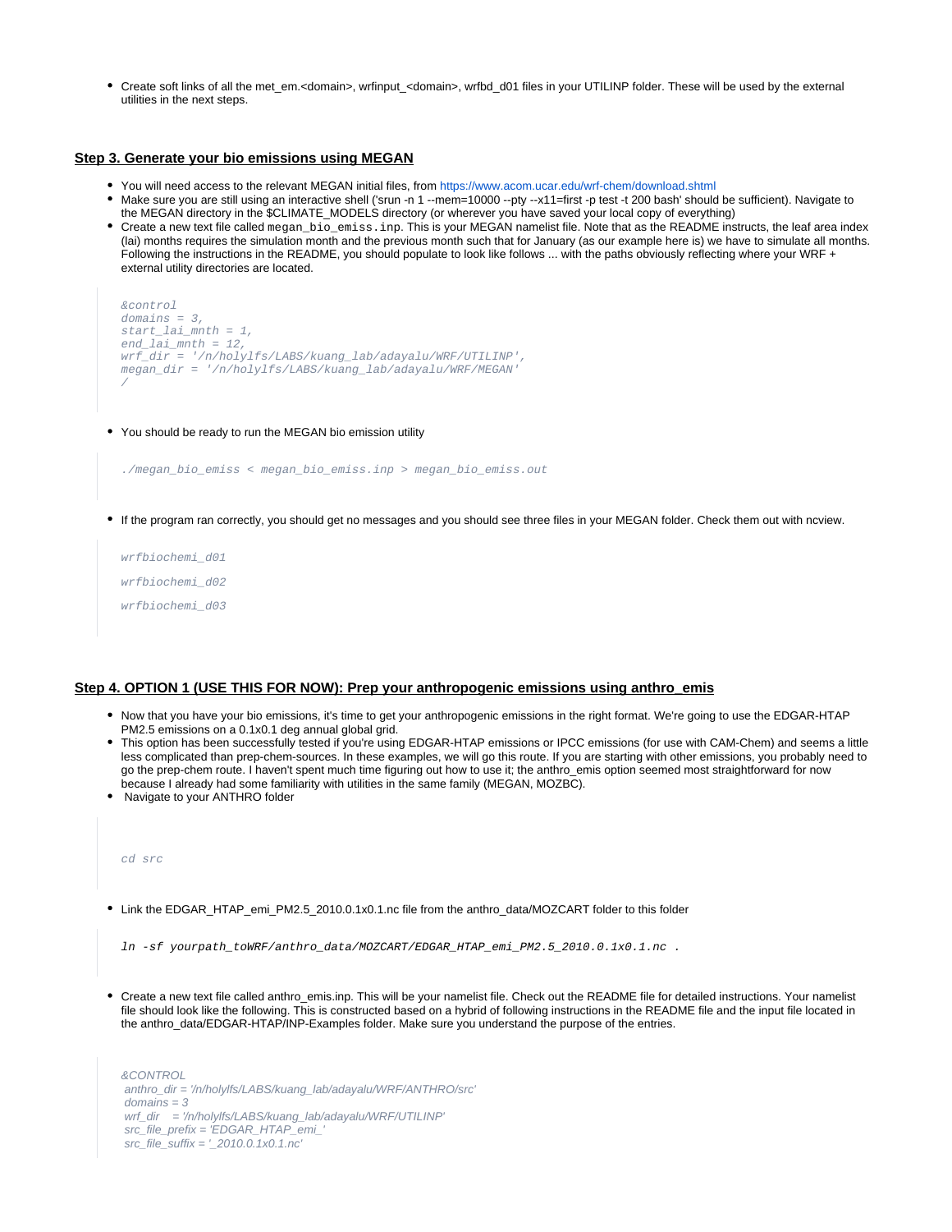- Create soft links of all the met_em.<domain>, wrfinput_<domain>, wrfbd_d01 files in your UTILINP folder. These will be used by the external utilities in the next steps.

## Step 3. Generate your bio emissions using MEGAN

- You will need access to the relevant MEGAN initial files, from https://www.acom.ucar.edu/wrf-chem/download.shtml
- Make sure you are still using an interactive shell ('srun -n 1 --mem=10000 --pty --x11=first -p test -t 200 bash' should be sufficient). Navigate to the MEGAN directory in the $CLIMATE_MODELS directory (or wherever you have saved your local copy of everything)
- Create a new text file called `megan_bio_emiss.inp`. This is your MEGAN namelist file. Note that as the README instructs, the leaf area index (lai) months requires the simulation month and the previous month such that for January (as our example here is) we have to simulate all months. Following the instructions in the README, you should populate to look like follows ... with the paths obviously reflecting where your WRF + external utility directories are located.

```
&control
domains = 3,
start_lai_mnth = 1,
end_lai_mnth = 12,
wrf_dir = '/n/holylfs/LABS/kuang_lab/adayalu/WRF/UTILINP',
megan_dir = '/n/holylfs/LABS/kuang_lab/adayalu/WRF/MEGAN'
/
```

- You should be ready to run the MEGAN bio emission utility

```
./megan_bio_emiss < megan_bio_emiss.inp > megan_bio_emiss.out
```

- If the program ran correctly, you should get no messages and you should see three files in your MEGAN folder. Check them out with ncview.

```
wrfbiochemi_d01

wrfbiochemi_d02

wrfbiochemi_d03
```

## Step 4. OPTION 1 (USE THIS FOR NOW): Prep your anthropogenic emissions using anthro_emis

- Now that you have your bio emissions, it's time to get your anthropogenic emissions in the right format. We're going to use the EDGAR-HTAP PM2.5 emissions on a 0.1x0.1 deg annual global grid.
- This option has been successfully tested if you're using EDGAR-HTAP emissions or IPCC emissions (for use with CAM-Chem) and seems a little less complicated than prep-chem-sources. In these examples, we will go this route. If you are starting with other emissions, you probably need to go the prep-chem route. I haven't spent much time figuring out how to use it; the anthro_emis option seemed most straightforward for now because I already had some familiarity with utilities in the same family (MEGAN, MOZBC).
- Navigate to your ANTHRO folder

```
cd src
```

- Link the EDGAR_HTAP_emi_PM2.5_2010.0.1x0.1.nc file from the anthro_data/MOZCART folder to this folder

```
ln -sf yourpath_toWRF/anthro_data/MOZCART/EDGAR_HTAP_emi_PM2.5_2010.0.1x0.1.nc .
```

- Create a new text file called anthro_emis.inp. This will be your namelist file. Check out the README file for detailed instructions. Your namelist file should look like the following. This is constructed based on a hybrid of following instructions in the README file and the input file located in the anthro_data/EDGAR-HTAP/INP-Examples folder. Make sure you understand the purpose of the entries.

```
&CONTROL
 anthro_dir = '/n/holylfs/LABS/kuang_lab/adayalu/WRF/ANTHRO/src'
 domains = 3
 wrf_dir    = '/n/holylfs/LABS/kuang_lab/adayalu/WRF/UTILINP'
 src_file_prefix = 'EDGAR_HTAP_emi_'
 src_file_suffix = '_2010.0.1x0.1.nc'
```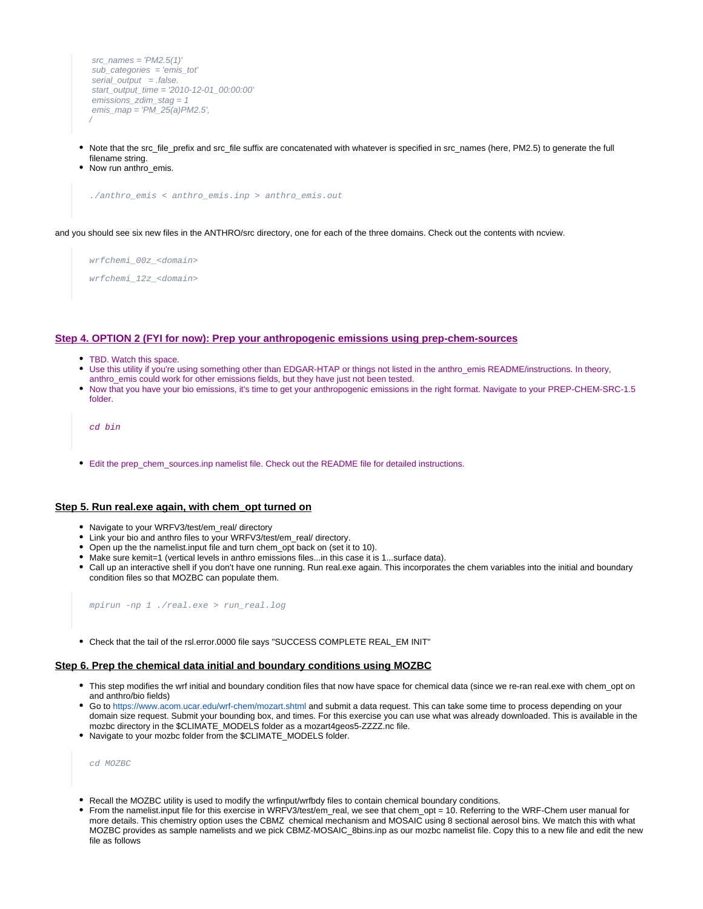```
src_names = 'PM2.5(1)'
sub_categories  = 'emis_tot'
serial_output   = .false.
start_output_time = '2010-12-01_00:00:00'
emissions_zdim_stag = 1
emis_map = 'PM_25(a)PM2.5',
/
```

- Note that the src_file_prefix and src_file suffix are concatenated with whatever is specified in src_names (here, PM2.5) to generate the full filename string.
- Now run anthro_emis.

```
./anthro_emis < anthro_emis.inp > anthro_emis.out
```

and you should see six new files in the ANTHRO/src directory, one for each of the three domains. Check out the contents with ncview.

```
wrfchemi_00z_<domain>

wrfchemi_12z_<domain>
```

### Step 4. OPTION 2 (FYI for now): Prep your anthropogenic emissions using prep-chem-sources

- TBD. Watch this space.
- Use this utility if you're using something other than EDGAR-HTAP or things not listed in the anthro_emis README/instructions. In theory, anthro_emis could work for other emissions fields, but they have just not been tested.
- Now that you have your bio emissions, it's time to get your anthropogenic emissions in the right format. Navigate to your PREP-CHEM-SRC-1.5 folder.

```
cd bin
```

- Edit the prep_chem_sources.inp namelist file. Check out the README file for detailed instructions.

### Step 5. Run real.exe again, with chem_opt turned on

- Navigate to your WRFV3/test/em_real/ directory
- Link your bio and anthro files to your WRFV3/test/em_real/ directory.
- Open up the the namelist.input file and turn chem_opt back on (set it to 10).
- Make sure kemit=1 (vertical levels in anthro emissions files...in this case it is 1...surface data).
- Call up an interactive shell if you don't have one running. Run real.exe again. This incorporates the chem variables into the initial and boundary condition files so that MOZBC can populate them.

```
mpirun -np 1 ./real.exe > run_real.log
```

- Check that the tail of the rsl.error.0000 file says "SUCCESS COMPLETE REAL_EM INIT"

### Step 6. Prep the chemical data initial and boundary conditions using MOZBC

- This step modifies the wrf initial and boundary condition files that now have space for chemical data (since we re-ran real.exe with chem_opt on and anthro/bio fields)
- Go to https://www.acom.ucar.edu/wrf-chem/mozart.shtml and submit a data request. This can take some time to process depending on your domain size request. Submit your bounding box, and times. For this exercise you can use what was already downloaded. This is available in the mozbc directory in the $CLIMATE_MODELS folder as a mozart4geos5-ZZZZ.nc file.
- Navigate to your mozbc folder from the $CLIMATE_MODELS folder.

```
cd MOZBC
```

- Recall the MOZBC utility is used to modify the wrfinput/wrfbdy files to contain chemical boundary conditions.
- From the namelist.input file for this exercise in WRFV3/test/em_real, we see that chem_opt = 10. Referring to the WRF-Chem user manual for more details. This chemistry option uses the CBMZ chemical mechanism and MOSAIC using 8 sectional aerosol bins. We match this with what MOZBC provides as sample namelists and we pick CBMZ-MOSAIC_8bins.inp as our mozbc namelist file. Copy this to a new file and edit the new file as follows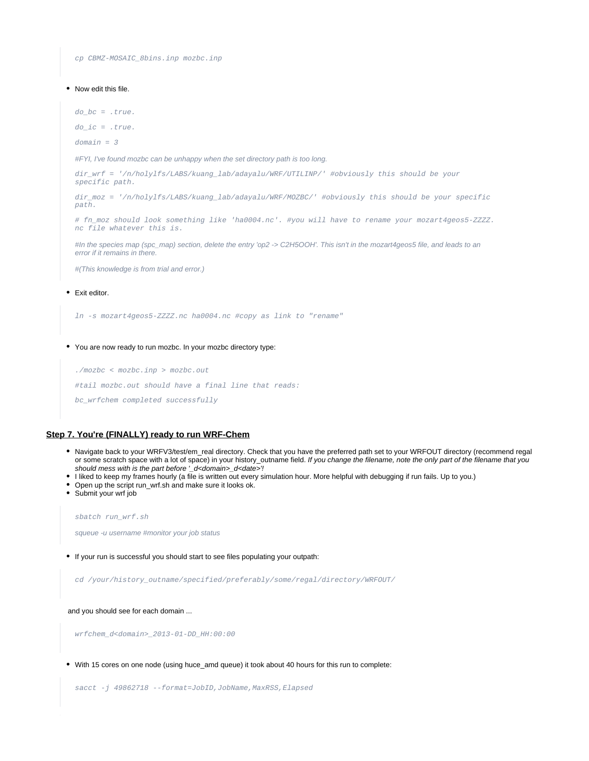```
cp CBMZ-MOSAIC_8bins.inp mozbc.inp
```

- Now edit this file.

```
do_bc = .true.

do_ic = .true.

domain = 3

#FYI, I've found mozbc can be unhappy when the set directory path is too long.

dir_wrf = '/n/holylfs/LABS/kuang_lab/adayalu/WRF/UTILINP/' #obviously this should be your specific path.

dir_moz = '/n/holylfs/LABS/kuang_lab/adayalu/WRF/MOZBC/' #obviously this should be your specific path.

# fn_moz should look something like 'ha0004.nc'. #you will have to rename your mozart4geos5-ZZZZ.nc file whatever this is.

#In the species map (spc_map) section, delete the entry 'op2 -> C2H5OOH'. This isn't in the mozart4geos5 file, and leads to an error if it remains in there.

#(This knowledge is from trial and error.)
```

- Exit editor.

```
ln -s mozart4geos5-ZZZZ.nc ha0004.nc #copy as link to "rename"
```

- You are now ready to run mozbc. In your mozbc directory type:

```
./mozbc < mozbc.inp > mozbc.out

#tail mozbc.out should have a final line that reads:

bc_wrfchem completed successfully
```

## Step 7. You're (FINALLY) ready to run WRF-Chem

- Navigate back to your WRFV3/test/em_real directory. Check that you have the preferred path set to your WRFOUT directory (recommend regal or some scratch space with a lot of space) in your history_outname field. *If you change the filename, note the only part of the filename that you should mess with is the part before '_d<domain>_d<date>'!*
- I liked to keep my frames hourly (a file is written out every simulation hour. More helpful with debugging if run fails. Up to you.)
- Open up the script run_wrf.sh and make sure it looks ok.
- Submit your wrf job

```
sbatch run_wrf.sh

squeue -u username #monitor your job status
```

- If your run is successful you should start to see files populating your outpath:

```
cd /your/history_outname/specified/preferably/some/regal/directory/WRFOUT/
```

and you should see for each domain ...

```
wrfchem_d<domain>_2013-01-DD_HH:00:00
```

- With 15 cores on one node (using huce_amd queue) it took about 40 hours for this run to complete:

```
sacct -j 49862718 --format=JobID,JobName,MaxRSS,Elapsed
```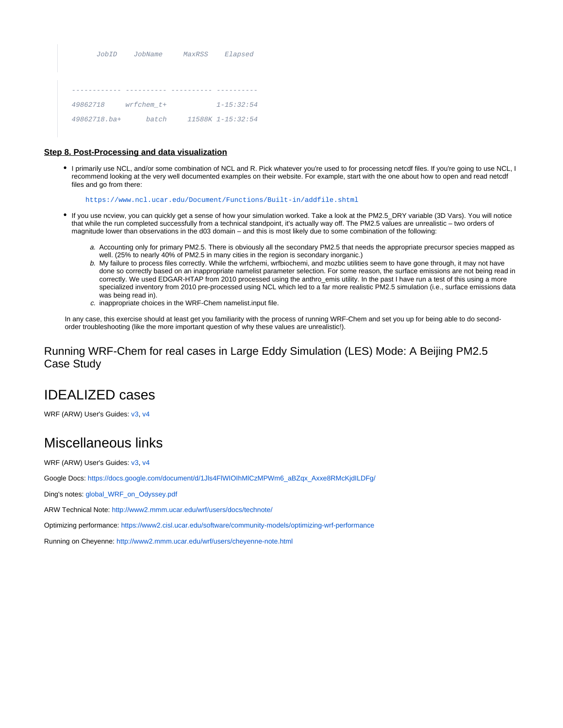```
       JobID    JobName     MaxRSS    Elapsed

------------ ---------- ---------- ----------
49862718      wrfchem_t+            1-15:32:54
49862718.ba+       batch     11588K 1-15:32:54
```

**Step 8. Post-Processing and data visualization**

- I primarily use NCL, and/or some combination of NCL and R. Pick whatever you're used to for processing netcdf files. If you're going to use NCL, I recommend looking at the very well documented examples on their website. For example, start with the one about how to open and read netcdf files and go from there:

  `https://www.ncl.ucar.edu/Document/Functions/Built-in/addfile.shtml`

- If you use ncview, you can quickly get a sense of how your simulation worked. Take a look at the PM2.5_DRY variable (3D Vars). You will notice that while the run completed successfully from a technical standpoint, it's actually way off. The PM2.5 values are unrealistic – two orders of magnitude lower than observations in the d03 domain – and this is most likely due to some combination of the following:
  a. Accounting only for primary PM2.5. There is obviously all the secondary PM2.5 that needs the appropriate precursor species mapped as well. (25% to nearly 40% of PM2.5 in many cities in the region is secondary inorganic.)
  b. My failure to process files correctly. While the wrfchemi, wrfbiochemi, and mozbc utilities seem to have gone through, it may not have done so correctly based on an inappropriate namelist parameter selection. For some reason, the surface emissions are not being read in correctly. We used EDGAR-HTAP from 2010 processed using the anthro_emis utility. In the past I have run a test of this using a more specialized inventory from 2010 pre-processed using NCL which led to a far more realistic PM2.5 simulation (i.e., surface emissions data was being read in).
  c. inappropriate choices in the WRF-Chem namelist.input file.

  In any case, this exercise should at least get you familiarity with the process of running WRF-Chem and set you up for being able to do second-order troubleshooting (like the more important question of why these values are unrealistic!).

## Running WRF-Chem for real cases in Large Eddy Simulation (LES) Mode: A Beijing PM2.5 Case Study

## IDEALIZED cases

WRF (ARW) User's Guides: v3, v4

## Miscellaneous links

WRF (ARW) User's Guides: v3, v4

Google Docs: https://docs.google.com/document/d/1Jls4FlWIOIhMlCzMPWm6_aBZqx_Axxe8RMcKjdILDFg/

Ding's notes: global_WRF_on_Odyssey.pdf

ARW Technical Note: http://www2.mmm.ucar.edu/wrf/users/docs/technote/

Optimizing performance: https://www2.cisl.ucar.edu/software/community-models/optimizing-wrf-performance

Running on Cheyenne: http://www2.mmm.ucar.edu/wrf/users/cheyenne-note.html